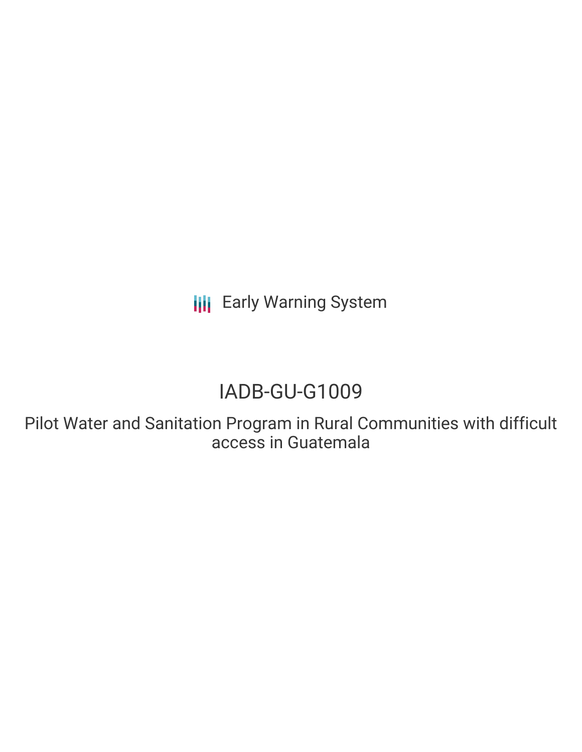Early Warning System

# IADB-GU-G1009

## Pilot Water and Sanitation Program in Rural Communities with difficult access in Guatemala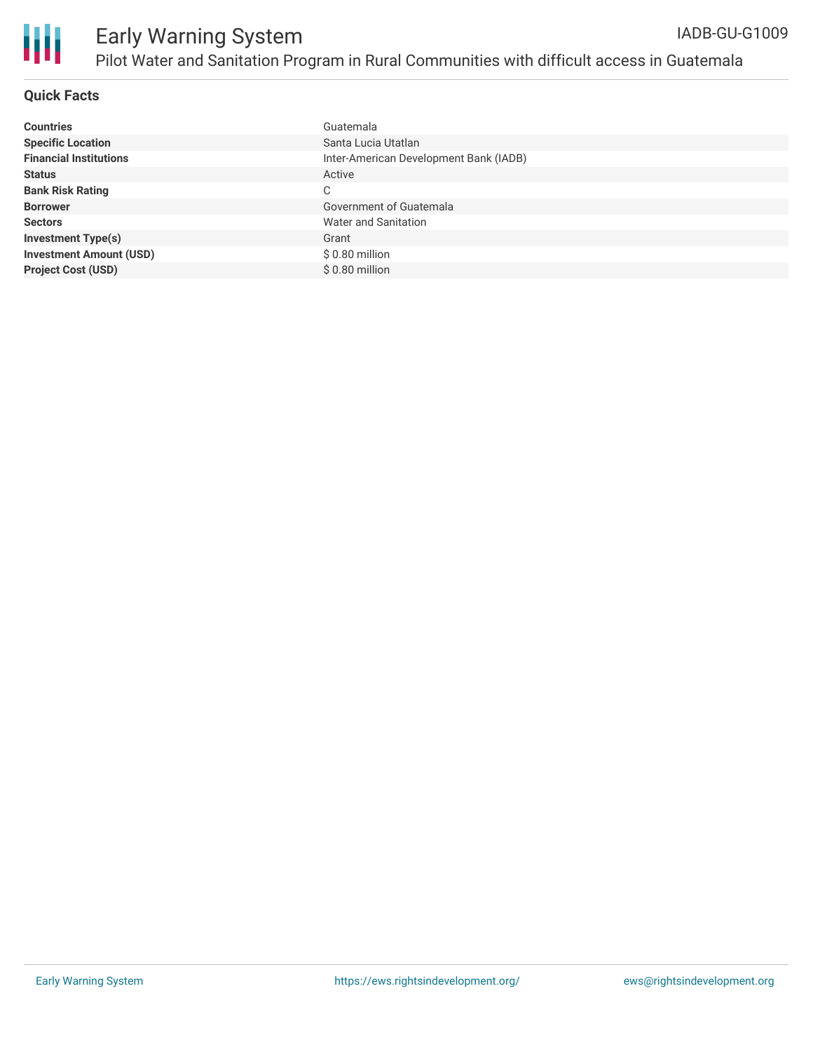# Early Warning System

## Pilot Water and Sanitation Program in Rural Communities with difficult access in Guatemala

IADB-GU-G1009

### Quick Facts

| | |
|---|---|
| **Countries** | Guatemala |
| **Specific Location** | Santa Lucia Utatlan |
| **Financial Institutions** | Inter-American Development Bank (IADB) |
| **Status** | Active |
| **Bank Risk Rating** | C |
| **Borrower** | Government of Guatemala |
| **Sectors** | Water and Sanitation |
| **Investment Type(s)** | Grant |
| **Investment Amount (USD)** | $ 0.80 million |
| **Project Cost (USD)** | $ 0.80 million |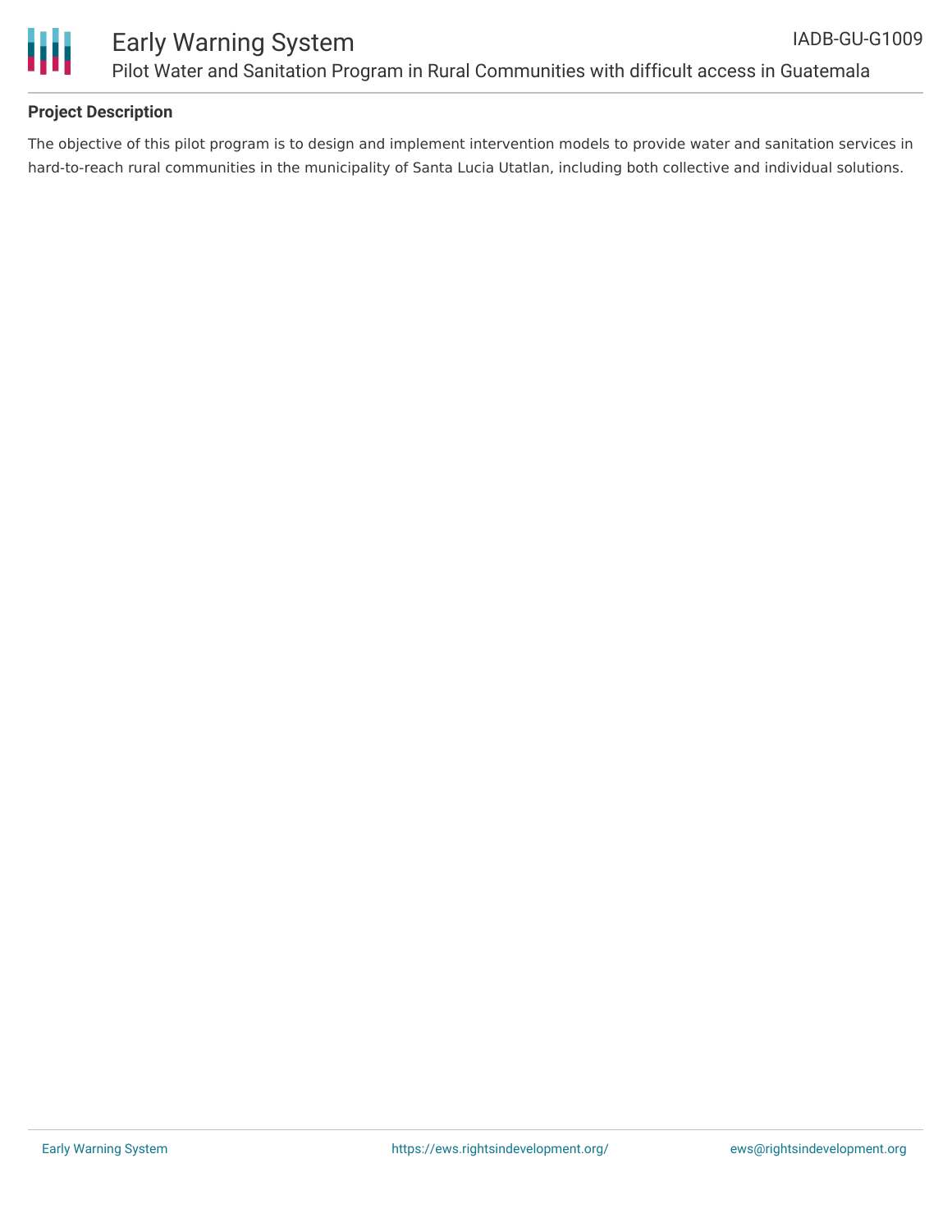**Project Description**

The objective of this pilot program is to design and implement intervention models to provide water and sanitation services in hard-to-reach rural communities in the municipality of Santa Lucia Utatlan, including both collective and individual solutions.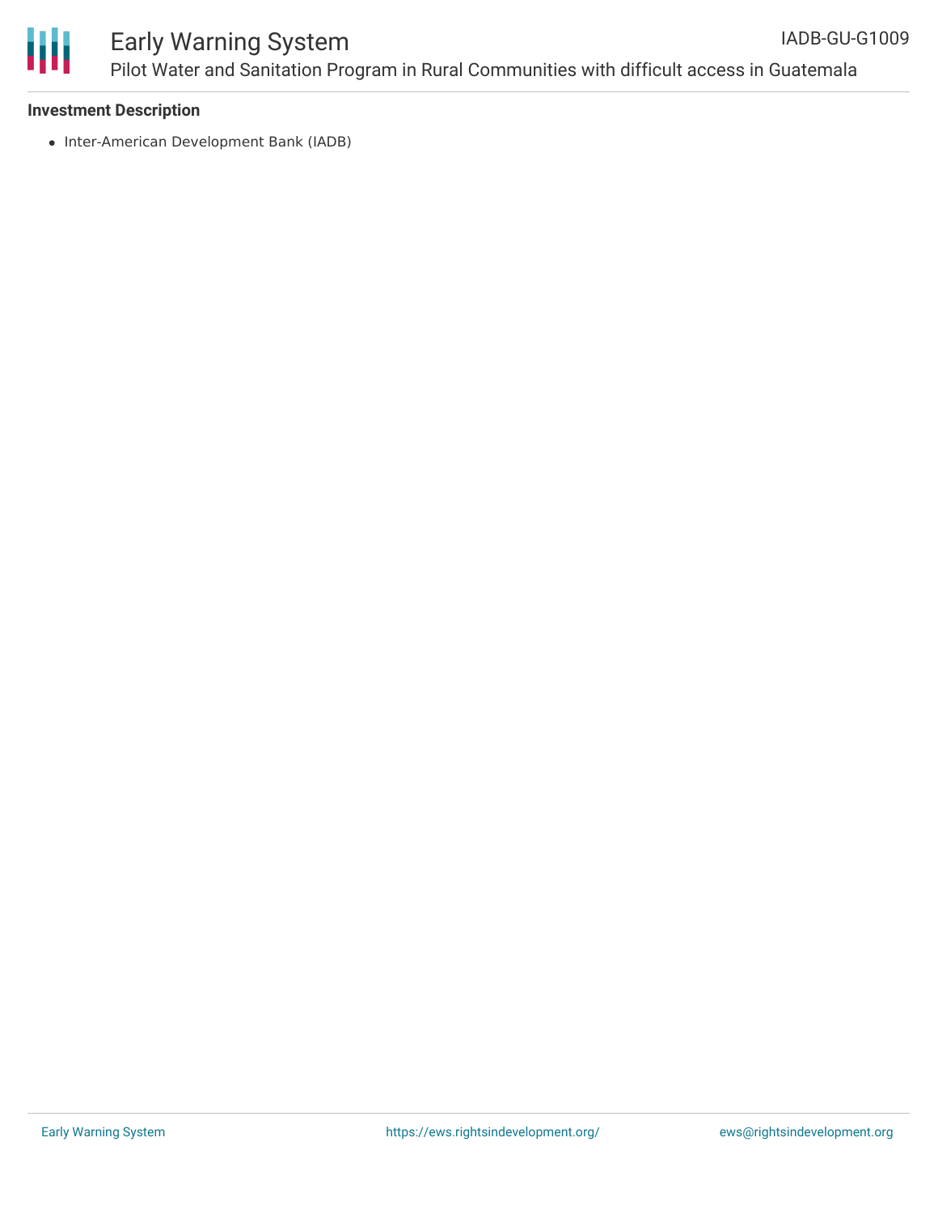**Investment Description**

- Inter-American Development Bank (IADB)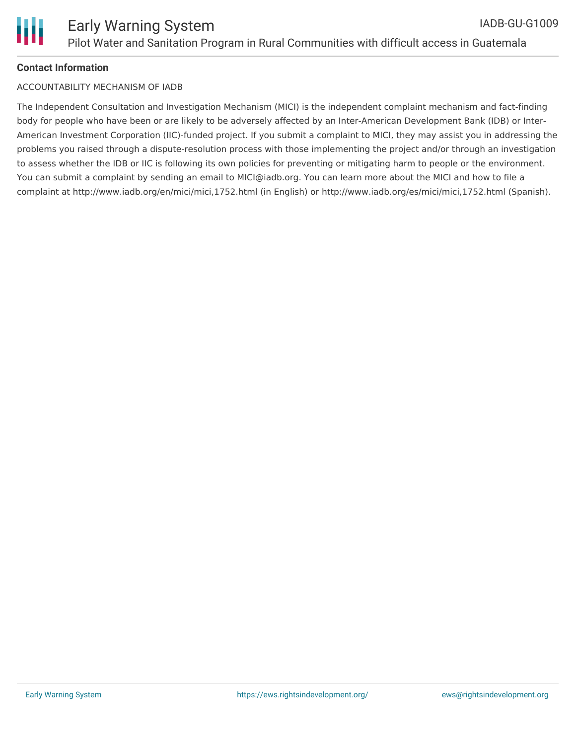**Contact Information**

ACCOUNTABILITY MECHANISM OF IADB

The Independent Consultation and Investigation Mechanism (MICI) is the independent complaint mechanism and fact-finding body for people who have been or are likely to be adversely affected by an Inter-American Development Bank (IDB) or Inter-American Investment Corporation (IIC)-funded project. If you submit a complaint to MICI, they may assist you in addressing the problems you raised through a dispute-resolution process with those implementing the project and/or through an investigation to assess whether the IDB or IIC is following its own policies for preventing or mitigating harm to people or the environment. You can submit a complaint by sending an email to MICI@iadb.org. You can learn more about the MICI and how to file a complaint at http://www.iadb.org/en/mici/mici,1752.html (in English) or http://www.iadb.org/es/mici/mici,1752.html (Spanish).